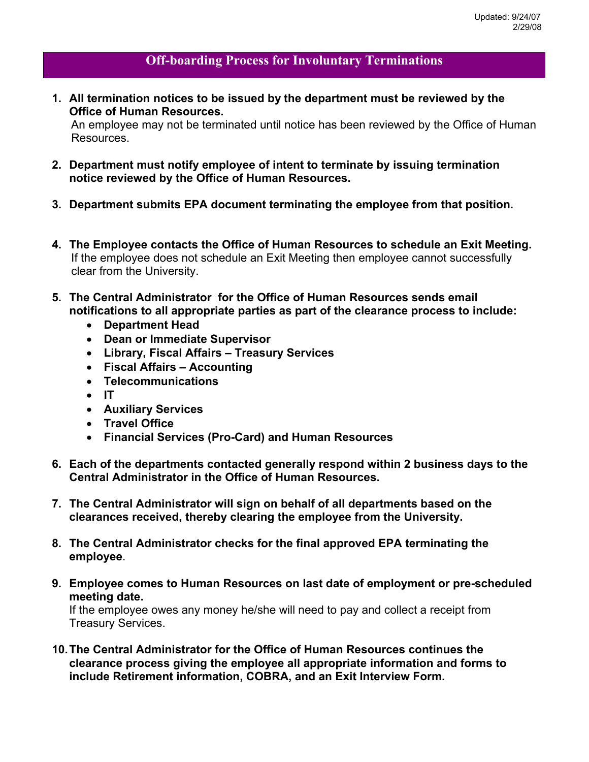Updated: 9/24/07
2/29/08

# Off-boarding Process for Involuntary Terminations

1. **All termination notices to be issued by the department must be reviewed by the Office of Human Resources.**
   An employee may not be terminated until notice has been reviewed by the Office of Human Resources.

2. **Department must notify employee of intent to terminate by issuing termination notice reviewed by the Office of Human Resources.**

3. **Department submits EPA document terminating the employee from that position.**

4. **The Employee contacts the Office of Human Resources to schedule an Exit Meeting.**
   If the employee does not schedule an Exit Meeting then employee cannot successfully clear from the University.

5. **The Central Administrator for the Office of Human Resources sends email notifications to all appropriate parties as part of the clearance process to include:**
   - **Department Head**
   - **Dean or Immediate Supervisor**
   - **Library, Fiscal Affairs – Treasury Services**
   - **Fiscal Affairs – Accounting**
   - **Telecommunications**
   - **IT**
   - **Auxiliary Services**
   - **Travel Office**
   - **Financial Services (Pro-Card) and Human Resources**

6. **Each of the departments contacted generally respond within 2 business days to the Central Administrator in the Office of Human Resources.**

7. **The Central Administrator will sign on behalf of all departments based on the clearances received, thereby clearing the employee from the University.**

8. **The Central Administrator checks for the final approved EPA terminating the employee**.

9. **Employee comes to Human Resources on last date of employment or pre-scheduled meeting date.**
   If the employee owes any money he/she will need to pay and collect a receipt from Treasury Services.

10. **The Central Administrator for the Office of Human Resources continues the clearance process giving the employee all appropriate information and forms to include Retirement information, COBRA, and an Exit Interview Form.**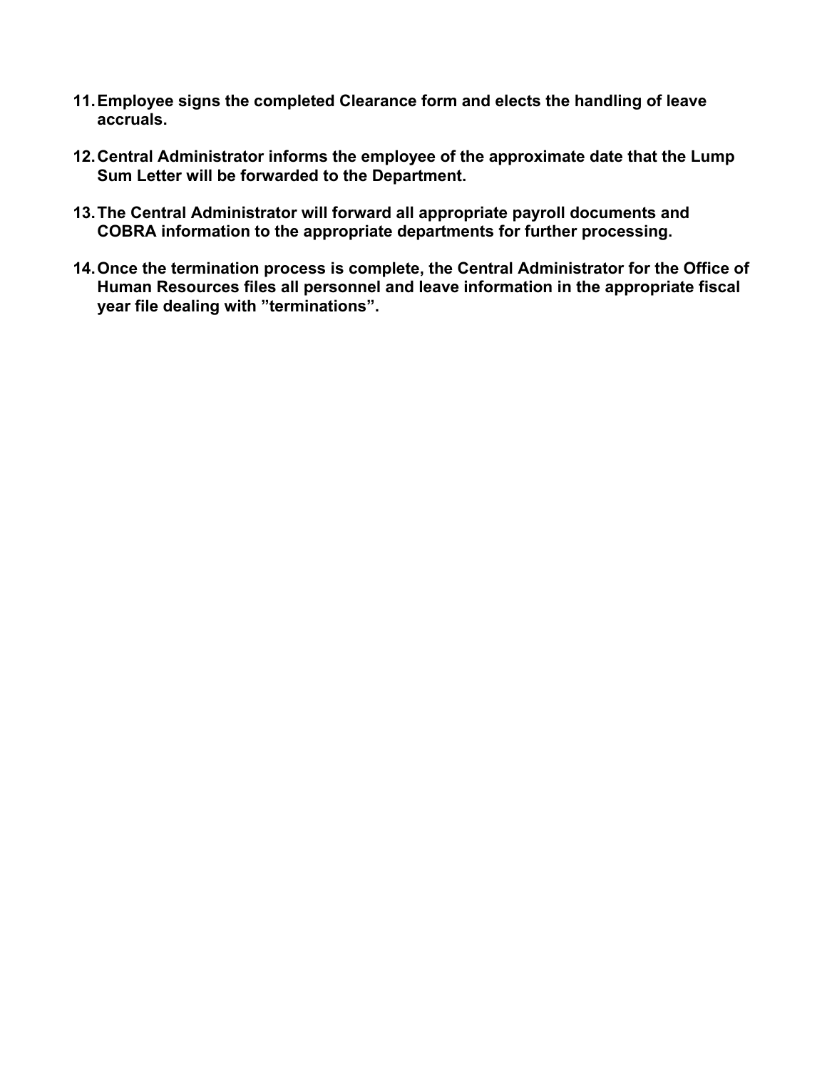11. **Employee signs the completed Clearance form and elects the handling of leave accruals.**

12. **Central Administrator informs the employee of the approximate date that the Lump Sum Letter will be forwarded to the Department.**

13. **The Central Administrator will forward all appropriate payroll documents and COBRA information to the appropriate departments for further processing.**

14. **Once the termination process is complete, the Central Administrator for the Office of Human Resources files all personnel and leave information in the appropriate fiscal year file dealing with "terminations".**